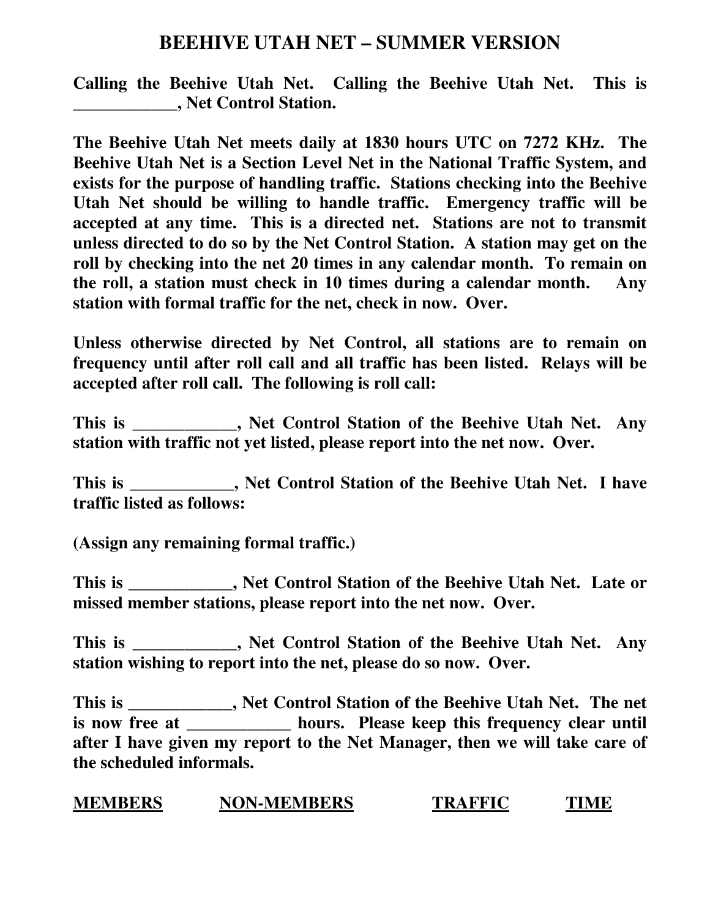# BEEHIVE UTAH NET – SUMMER VERSION

**Calling the Beehive Utah Net. Calling the Beehive Utah Net. This is ____________, Net Control Station.**

**The Beehive Utah Net meets daily at 1830 hours UTC on 7272 KHz. The Beehive Utah Net is a Section Level Net in the National Traffic System, and exists for the purpose of handling traffic. Stations checking into the Beehive Utah Net should be willing to handle traffic. Emergency traffic will be accepted at any time. This is a directed net. Stations are not to transmit unless directed to do so by the Net Control Station. A station may get on the roll by checking into the net 20 times in any calendar month. To remain on the roll, a station must check in 10 times during a calendar month. Any station with formal traffic for the net, check in now. Over.**

**Unless otherwise directed by Net Control, all stations are to remain on frequency until after roll call and all traffic has been listed. Relays will be accepted after roll call. The following is roll call:**

**This is ____________, Net Control Station of the Beehive Utah Net. Any station with traffic not yet listed, please report into the net now. Over.**

**This is ____________, Net Control Station of the Beehive Utah Net. I have traffic listed as follows:**

**(Assign any remaining formal traffic.)**

**This is ____________, Net Control Station of the Beehive Utah Net. Late or missed member stations, please report into the net now. Over.**

**This is ____________, Net Control Station of the Beehive Utah Net. Any station wishing to report into the net, please do so now. Over.**

**This is ____________, Net Control Station of the Beehive Utah Net. The net is now free at ____________ hours. Please keep this frequency clear until after I have given my report to the Net Manager, then we will take care of the scheduled informals.**

| MEMBERS | NON-MEMBERS | TRAFFIC | TIME |
|---|---|---|---|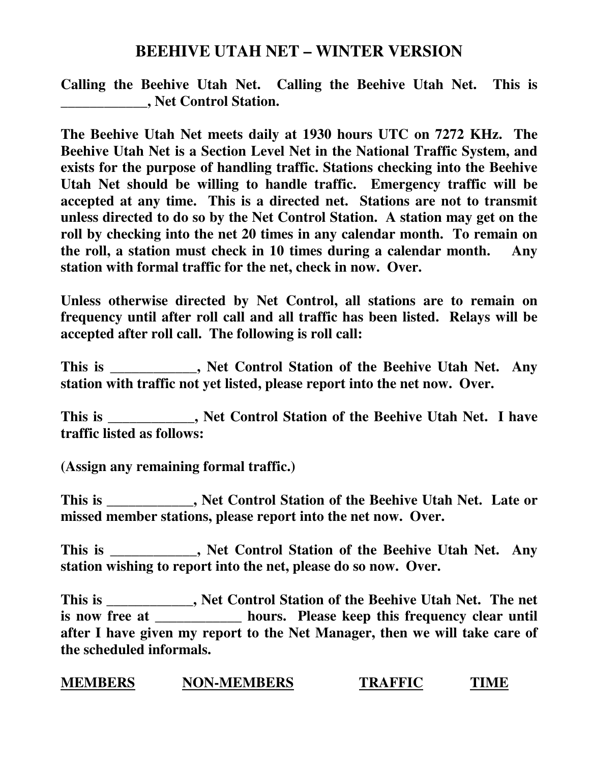# BEEHIVE UTAH NET – WINTER VERSION

**Calling the Beehive Utah Net. Calling the Beehive Utah Net. This is ____________, Net Control Station.**

**The Beehive Utah Net meets daily at 1930 hours UTC on 7272 KHz. The Beehive Utah Net is a Section Level Net in the National Traffic System, and exists for the purpose of handling traffic. Stations checking into the Beehive Utah Net should be willing to handle traffic. Emergency traffic will be accepted at any time. This is a directed net. Stations are not to transmit unless directed to do so by the Net Control Station. A station may get on the roll by checking into the net 20 times in any calendar month. To remain on the roll, a station must check in 10 times during a calendar month. Any station with formal traffic for the net, check in now. Over.**

**Unless otherwise directed by Net Control, all stations are to remain on frequency until after roll call and all traffic has been listed. Relays will be accepted after roll call. The following is roll call:**

**This is ____________, Net Control Station of the Beehive Utah Net. Any station with traffic not yet listed, please report into the net now. Over.**

**This is ____________, Net Control Station of the Beehive Utah Net. I have traffic listed as follows:**

**(Assign any remaining formal traffic.)**

**This is ____________, Net Control Station of the Beehive Utah Net. Late or missed member stations, please report into the net now. Over.**

**This is ____________, Net Control Station of the Beehive Utah Net. Any station wishing to report into the net, please do so now. Over.**

**This is ____________, Net Control Station of the Beehive Utah Net. The net is now free at ____________ hours. Please keep this frequency clear until after I have given my report to the Net Manager, then we will take care of the scheduled informals.**

| MEMBERS | NON-MEMBERS | TRAFFIC | TIME |
| --- | --- | --- | --- |